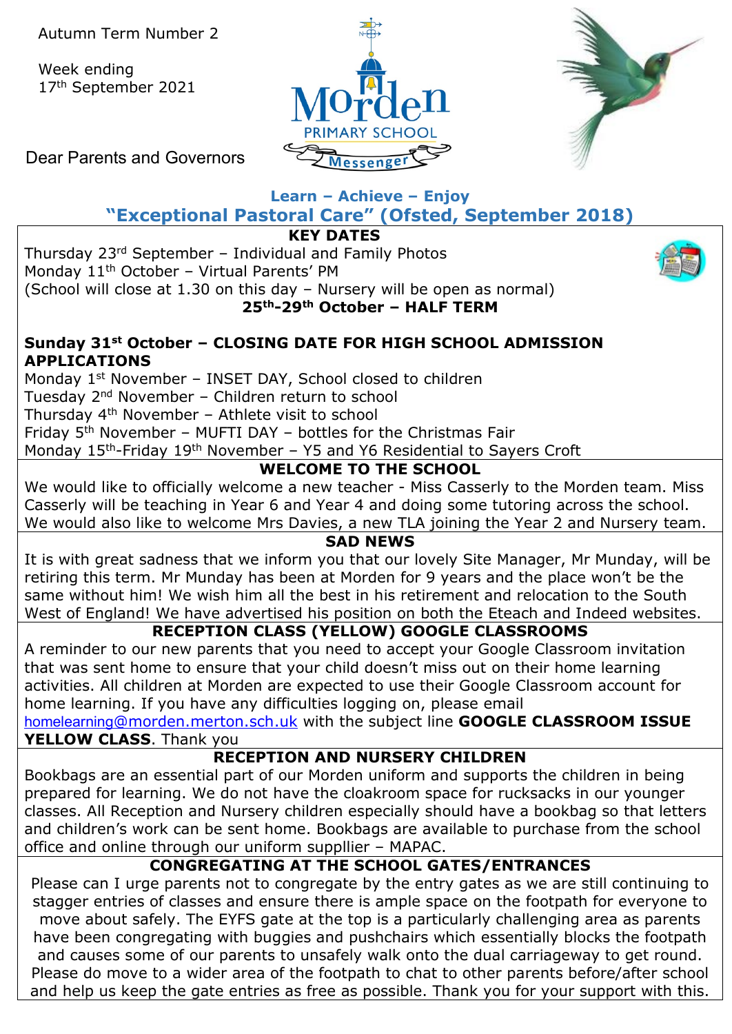Autumn Term Number 2

Week ending
17th September 2021

Dear Parents and Governors

Morden PRIMARY SCHOOL Messenger

**Learn – Achieve – Enjoy**

**"Exceptional Pastoral Care" (Ofsted, September 2018)**

## KEY DATES

Thursday 23rd September – Individual and Family Photos
Monday 11th October – Virtual Parents' PM
(School will close at 1.30 on this day – Nursery will be open as normal)

**25th-29th October – HALF TERM**

**Sunday 31st October – CLOSING DATE FOR HIGH SCHOOL ADMISSION APPLICATIONS**

Monday 1st November – INSET DAY, School closed to children
Tuesday 2nd November – Children return to school
Thursday 4th November – Athlete visit to school
Friday 5th November – MUFTI DAY – bottles for the Christmas Fair
Monday 15th-Friday 19th November – Y5 and Y6 Residential to Sayers Croft

## WELCOME TO THE SCHOOL

We would like to officially welcome a new teacher - Miss Casserly to the Morden team. Miss Casserly will be teaching in Year 6 and Year 4 and doing some tutoring across the school. We would also like to welcome Mrs Davies, a new TLA joining the Year 2 and Nursery team.

## SAD NEWS

It is with great sadness that we inform you that our lovely Site Manager, Mr Munday, will be retiring this term. Mr Munday has been at Morden for 9 years and the place won't be the same without him! We wish him all the best in his retirement and relocation to the South West of England! We have advertised his position on both the Eteach and Indeed websites.

## RECEPTION CLASS (YELLOW) GOOGLE CLASSROOMS

A reminder to our new parents that you need to accept your Google Classroom invitation that was sent home to ensure that your child doesn't miss out on their home learning activities. All children at Morden are expected to use their Google Classroom account for home learning. If you have any difficulties logging on, please email homelearning@morden.merton.sch.uk with the subject line **GOOGLE CLASSROOM ISSUE YELLOW CLASS**. Thank you

## RECEPTION AND NURSERY CHILDREN

Bookbags are an essential part of our Morden uniform and supports the children in being prepared for learning. We do not have the cloakroom space for rucksacks in our younger classes. All Reception and Nursery children especially should have a bookbag so that letters and children's work can be sent home. Bookbags are available to purchase from the school office and online through our uniform suppllier – MAPAC.

## CONGREGATING AT THE SCHOOL GATES/ENTRANCES

Please can I urge parents not to congregate by the entry gates as we are still continuing to stagger entries of classes and ensure there is ample space on the footpath for everyone to move about safely. The EYFS gate at the top is a particularly challenging area as parents have been congregating with buggies and pushchairs which essentially blocks the footpath and causes some of our parents to unsafely walk onto the dual carriageway to get round. Please do move to a wider area of the footpath to chat to other parents before/after school and help us keep the gate entries as free as possible. Thank you for your support with this.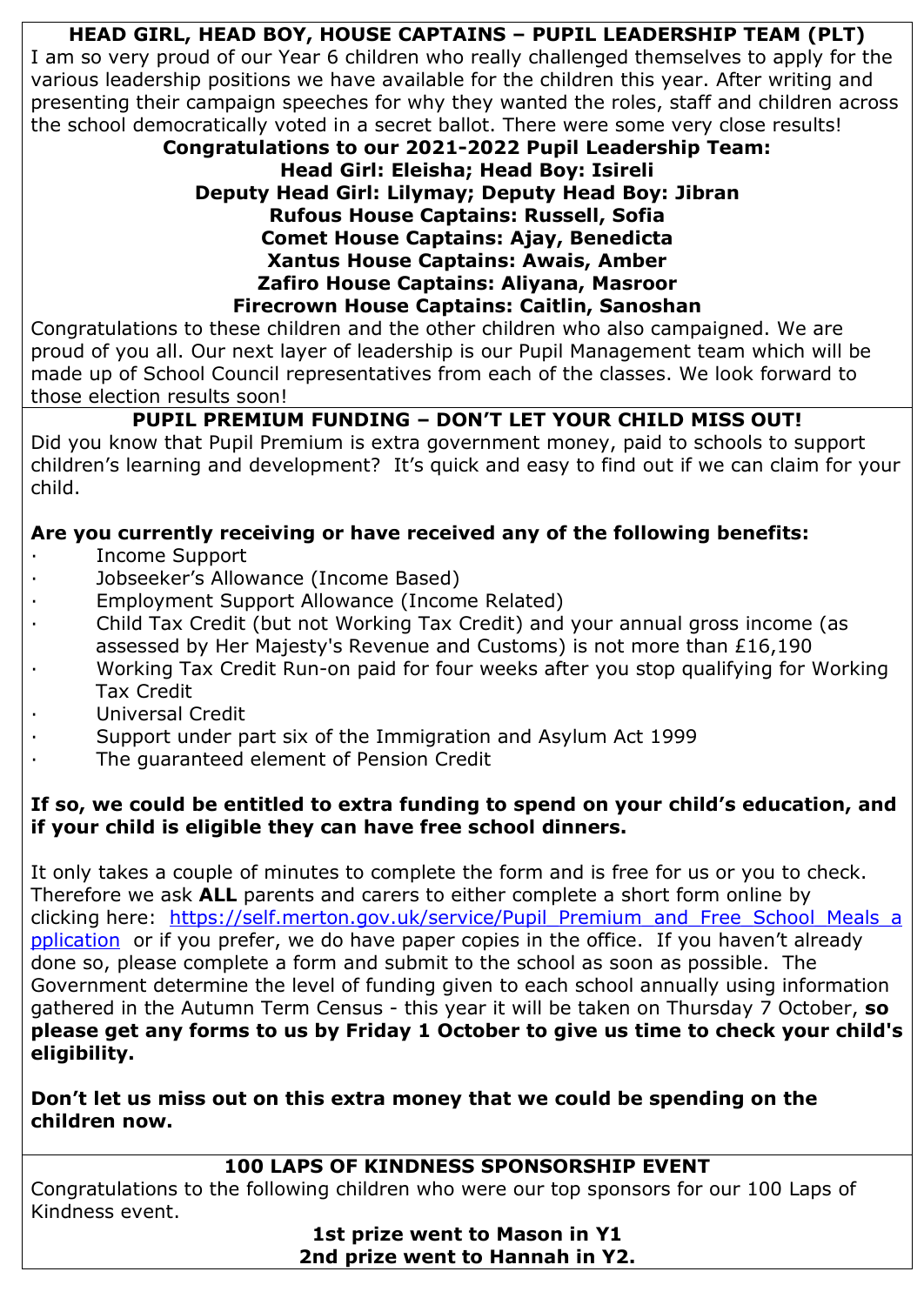## HEAD GIRL, HEAD BOY, HOUSE CAPTAINS – PUPIL LEADERSHIP TEAM (PLT)

I am so very proud of our Year 6 children who really challenged themselves to apply for the various leadership positions we have available for the children this year. After writing and presenting their campaign speeches for why they wanted the roles, staff and children across the school democratically voted in a secret ballot. There were some very close results!

**Congratulations to our 2021-2022 Pupil Leadership Team:**
**Head Girl: Eleisha; Head Boy: Isireli**
**Deputy Head Girl: Lilymay; Deputy Head Boy: Jibran**
**Rufous House Captains: Russell, Sofia**
**Comet House Captains: Ajay, Benedicta**
**Xantus House Captains: Awais, Amber**
**Zafiro House Captains: Aliyana, Masroor**
**Firecrown House Captains: Caitlin, Sanoshan**

Congratulations to these children and the other children who also campaigned. We are proud of you all. Our next layer of leadership is our Pupil Management team which will be made up of School Council representatives from each of the classes. We look forward to those election results soon!

## PUPIL PREMIUM FUNDING – DON'T LET YOUR CHILD MISS OUT!

Did you know that Pupil Premium is extra government money, paid to schools to support children's learning and development? It's quick and easy to find out if we can claim for your child.

**Are you currently receiving or have received any of the following benefits:**

- Income Support
- Jobseeker's Allowance (Income Based)
- Employment Support Allowance (Income Related)
- Child Tax Credit (but not Working Tax Credit) and your annual gross income (as assessed by Her Majesty's Revenue and Customs) is not more than £16,190
- Working Tax Credit Run-on paid for four weeks after you stop qualifying for Working Tax Credit
- Universal Credit
- Support under part six of the Immigration and Asylum Act 1999
- The guaranteed element of Pension Credit

**If so, we could be entitled to extra funding to spend on your child's education, and if your child is eligible they can have free school dinners.**

It only takes a couple of minutes to complete the form and is free for us or you to check. Therefore we ask **ALL** parents and carers to either complete a short form online by clicking here: [https://self.merton.gov.uk/service/Pupil_Premium_and_Free_School_Meals_application](https://self.merton.gov.uk/service/Pupil_Premium_and_Free_School_Meals_application) or if you prefer, we do have paper copies in the office. If you haven't already done so, please complete a form and submit to the school as soon as possible. The Government determine the level of funding given to each school annually using information gathered in the Autumn Term Census - this year it will be taken on Thursday 7 October, **so please get any forms to us by Friday 1 October to give us time to check your child's eligibility.**

**Don't let us miss out on this extra money that we could be spending on the children now.**

## 100 LAPS OF KINDNESS SPONSORSHIP EVENT

Congratulations to the following children who were our top sponsors for our 100 Laps of Kindness event.

**1st prize went to Mason in Y1**
**2nd prize went to Hannah in Y2.**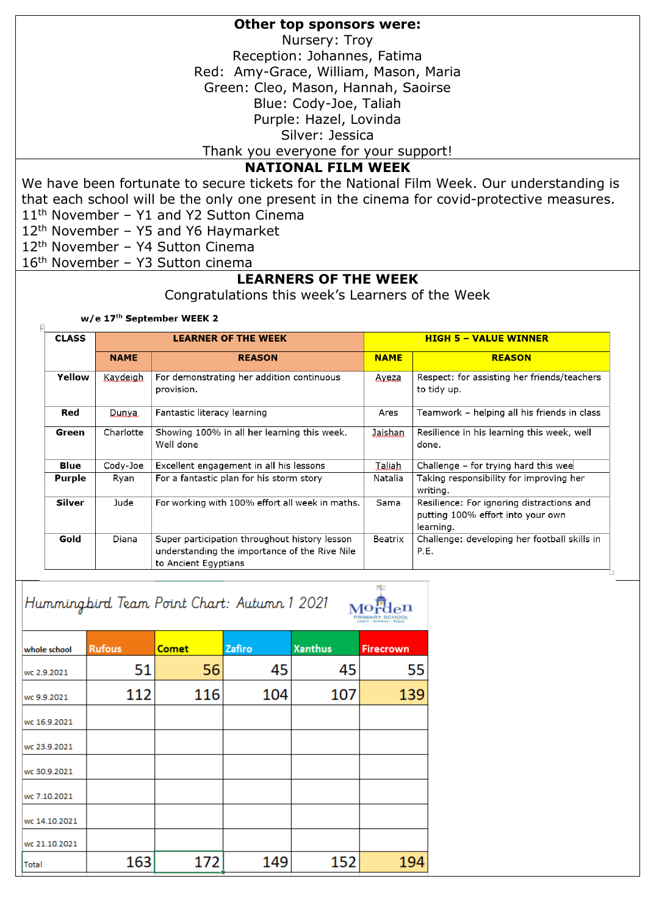**Other top sponsors were:**

Nursery: Troy

Reception: Johannes, Fatima

Red: Amy-Grace, William, Mason, Maria

Green: Cleo, Mason, Hannah, Saoirse

Blue: Cody-Joe, Taliah

Purple: Hazel, Lovinda

Silver: Jessica

Thank you everyone for your support!

## NATIONAL FILM WEEK

We have been fortunate to secure tickets for the National Film Week. Our understanding is that each school will be the only one present in the cinema for covid-protective measures.

11th November – Y1 and Y2 Sutton Cinema

12th November – Y5 and Y6 Haymarket

12th November – Y4 Sutton Cinema

16th November – Y3 Sutton cinema

## LEARNERS OF THE WEEK

Congratulations this week's Learners of the Week

**w/e 17th September WEEK 2**

| CLASS | LEARNER OF THE WEEK | | HIGH 5 – VALUE WINNER | |
|---|---|---|---|---|
| | NAME | REASON | NAME | REASON |
| Yellow | Kaydeigh | For demonstrating her addition continuous provision. | Ayeza | Respect: for assisting her friends/teachers to tidy up. |
| Red | Dunya | Fantastic literacy learning | Ares | Teamwork – helping all his friends in class |
| Green | Charlotte | Showing 100% in all her learning this week. Well done | Jaishan | Resilience in his learning this week, well done. |
| Blue | Cody-Joe | Excellent engagement in all his lessons | Taliah | Challenge – for trying hard this wee |
| Purple | Ryan | For a fantastic plan for his storm story | Natalia | Taking responsibility for improving her writing. |
| Silver | Jude | For working with 100% effort all week in maths. | Sama | Resilience: For ignoring distractions and putting 100% effort into your own learning. |
| Gold | Diana | Super participation throughout history lesson understanding the importance of the Rive Nile to Ancient Egyptians | Beatrix | Challenge: developing her football skills in P.E. |

### Hummingbird Team Point Chart: Autumn 1 2021

Morden Primary School – Learn · Achieve · Enjoy

| whole school | Rufous | Comet | Zafiro | Xanthus | Firecrown |
|---|---|---|---|---|---|
| wc 2.9.2021 | 51 | 56 | 45 | 45 | 55 |
| wc 9.9.2021 | 112 | 116 | 104 | 107 | 139 |
| wc 16.9.2021 | | | | | |
| wc 23.9.2021 | | | | | |
| wc 30.9.2021 | | | | | |
| wc 7.10.2021 | | | | | |
| wc 14.10.2021 | | | | | |
| wc 21.10.2021 | | | | | |
| Total | 163 | 172 | 149 | 152 | 194 |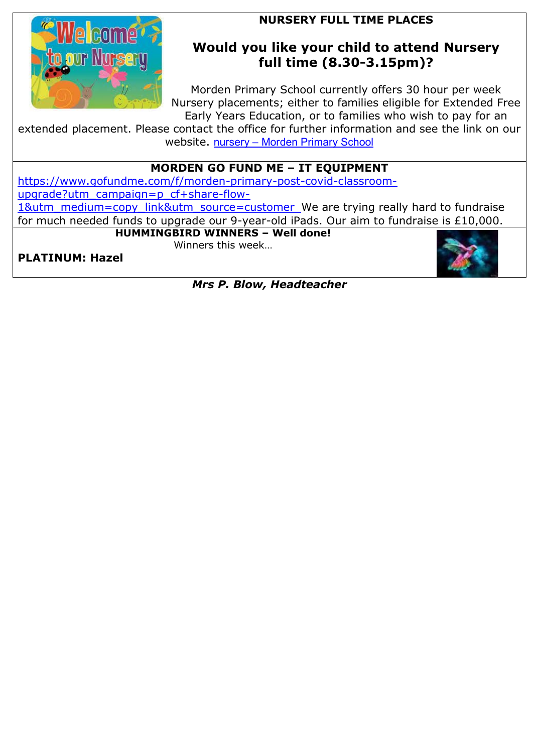## NURSERY FULL TIME PLACES

### Would you like your child to attend Nursery full time (8.30-3.15pm)?

Morden Primary School currently offers 30 hour per week Nursery placements; either to families eligible for Extended Free Early Years Education, or to families who wish to pay for an extended placement. Please contact the office for further information and see the link on our website. nursery – Morden Primary School

## MORDEN GO FUND ME – IT EQUIPMENT

https://www.gofundme.com/f/morden-primary-post-covid-classroom-upgrade?utm_campaign=p_cf+share-flow-1&utm_medium=copy_link&utm_source=customer We are trying really hard to fundraise for much needed funds to upgrade our 9-year-old iPads. Our aim to fundraise is £10,000.

## HUMMINGBIRD WINNERS – Well done!

Winners this week…

**PLATINUM: Hazel**

***Mrs P. Blow, Headteacher***